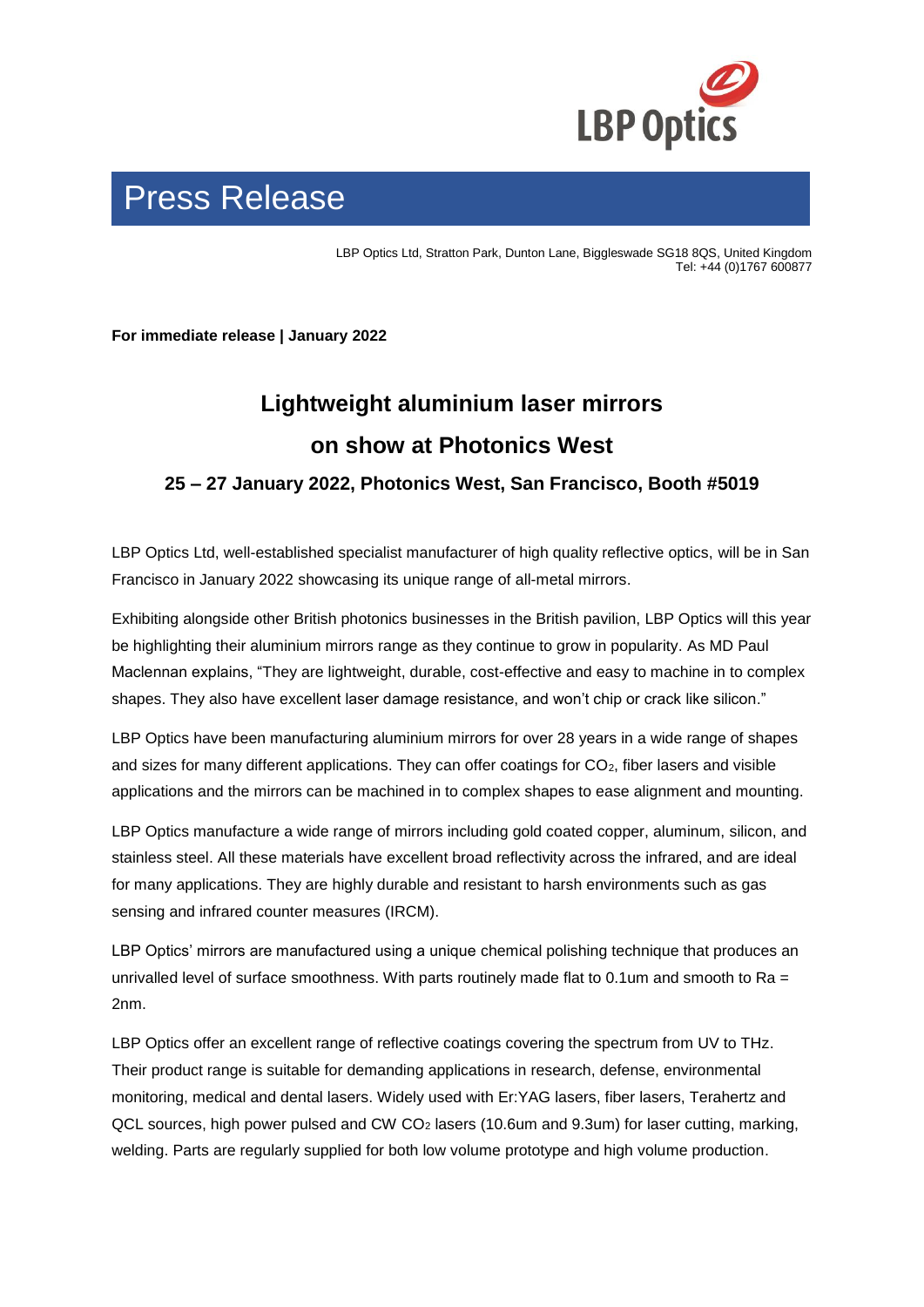# Press Release

LBP Optics Ltd, Stratton Park, Dunton Lane, Biggleswade SG18 8QS, United Kingdom
Tel: +44 (0)1767 600877

**For immediate release | January 2022**

## Lightweight aluminium laser mirrors on show at Photonics West

### 25 – 27 January 2022, Photonics West, San Francisco, Booth #5019

LBP Optics Ltd, well-established specialist manufacturer of high quality reflective optics, will be in San Francisco in January 2022 showcasing its unique range of all-metal mirrors.

Exhibiting alongside other British photonics businesses in the British pavilion, LBP Optics will this year be highlighting their aluminium mirrors range as they continue to grow in popularity. As MD Paul Maclennan explains, "They are lightweight, durable, cost-effective and easy to machine in to complex shapes. They also have excellent laser damage resistance, and won't chip or crack like silicon."

LBP Optics have been manufacturing aluminium mirrors for over 28 years in a wide range of shapes and sizes for many different applications. They can offer coatings for $CO_2$, fiber lasers and visible applications and the mirrors can be machined in to complex shapes to ease alignment and mounting.

LBP Optics manufacture a wide range of mirrors including gold coated copper, aluminum, silicon, and stainless steel. All these materials have excellent broad reflectivity across the infrared, and are ideal for many applications. They are highly durable and resistant to harsh environments such as gas sensing and infrared counter measures (IRCM).

LBP Optics' mirrors are manufactured using a unique chemical polishing technique that produces an unrivalled level of surface smoothness. With parts routinely made flat to 0.1um and smooth to Ra = 2nm.

LBP Optics offer an excellent range of reflective coatings covering the spectrum from UV to THz. Their product range is suitable for demanding applications in research, defense, environmental monitoring, medical and dental lasers. Widely used with Er:YAG lasers, fiber lasers, Terahertz and QCL sources, high power pulsed and CW $CO_2$ lasers (10.6um and 9.3um) for laser cutting, marking, welding. Parts are regularly supplied for both low volume prototype and high volume production.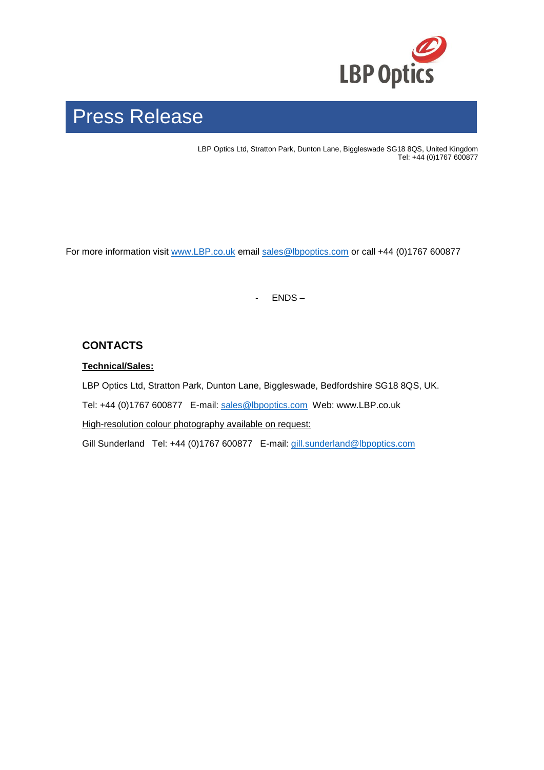# Press Release

LBP Optics Ltd, Stratton Park, Dunton Lane, Biggleswade SG18 8QS, United Kingdom
Tel: +44 (0)1767 600877

For more information visit www.LBP.co.uk email sales@lbpoptics.com or call +44 (0)1767 600877

- ENDS –

## CONTACTS

**Technical/Sales:**

LBP Optics Ltd, Stratton Park, Dunton Lane, Biggleswade, Bedfordshire SG18 8QS, UK.

Tel: +44 (0)1767 600877 E-mail: sales@lbpoptics.com Web: www.LBP.co.uk

High-resolution colour photography available on request:

Gill Sunderland Tel: +44 (0)1767 600877 E-mail: gill.sunderland@lbpoptics.com